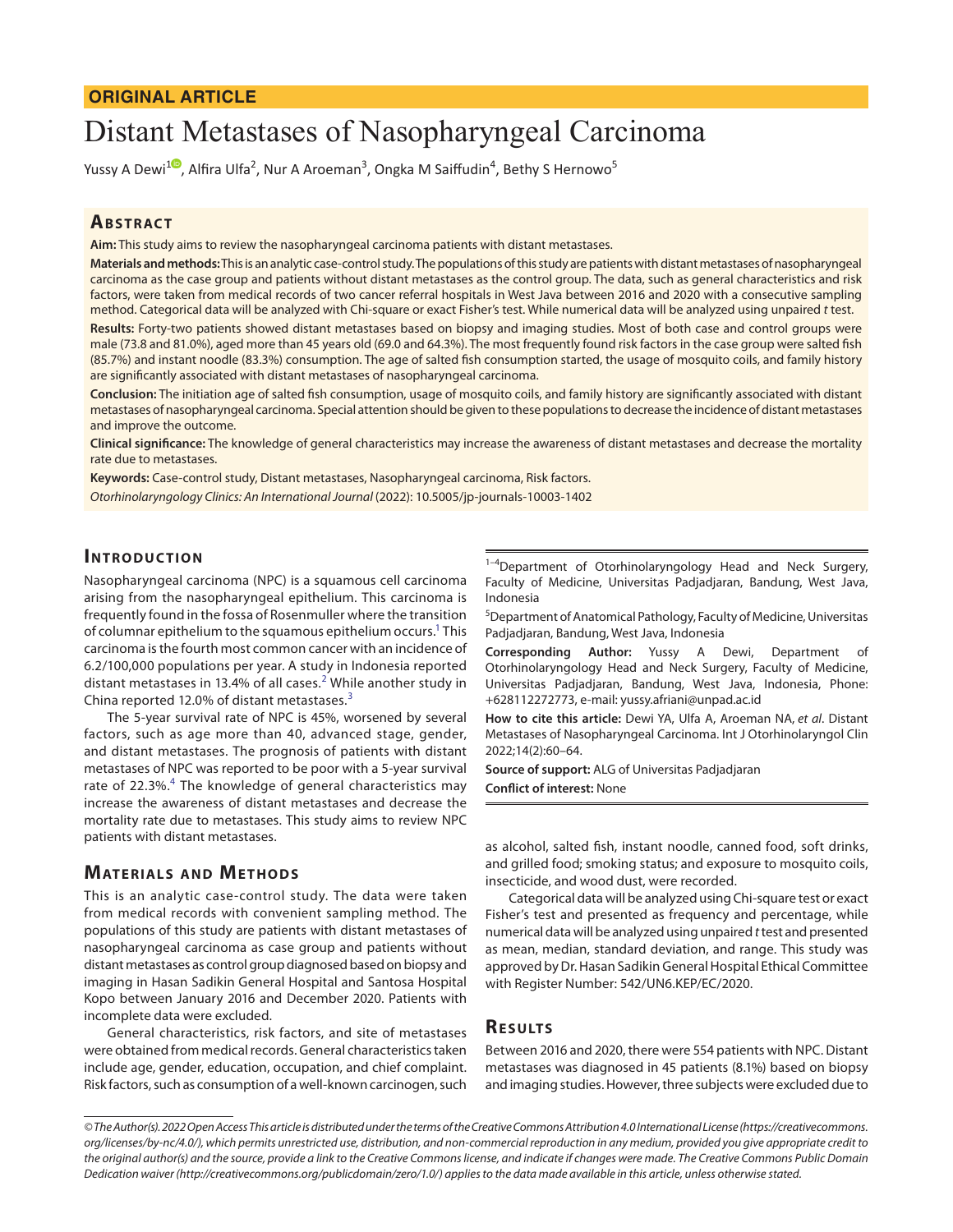**ORIGINAL ARTICLE**

# Distant Metastases of Nasopharyngeal Carcinoma

Yussy A Dewi[1], Alfira Ulfa[2], Nur A Aroeman[3], Ongka M Saiffudin[4], Bethy S Hernowo[5]

## Abstract

**Aim:** This study aims to review the nasopharyngeal carcinoma patients with distant metastases.

**Materials and methods:** This is an analytic case-control study. The populations of this study are patients with distant metastases of nasopharyngeal carcinoma as the case group and patients without distant metastases as the control group. The data, such as general characteristics and risk factors, were taken from medical records of two cancer referral hospitals in West Java between 2016 and 2020 with a consecutive sampling method. Categorical data will be analyzed with Chi-square or exact Fisher's test. While numerical data will be analyzed using unpaired *t* test.

**Results:** Forty-two patients showed distant metastases based on biopsy and imaging studies. Most of both case and control groups were male (73.8 and 81.0%), aged more than 45 years old (69.0 and 64.3%). The most frequently found risk factors in the case group were salted fish (85.7%) and instant noodle (83.3%) consumption. The age of salted fish consumption started, the usage of mosquito coils, and family history are significantly associated with distant metastases of nasopharyngeal carcinoma.

**Conclusion:** The initiation age of salted fish consumption, usage of mosquito coils, and family history are significantly associated with distant metastases of nasopharyngeal carcinoma. Special attention should be given to these populations to decrease the incidence of distant metastases and improve the outcome.

**Clinical significance:** The knowledge of general characteristics may increase the awareness of distant metastases and decrease the mortality rate due to metastases.

**Keywords:** Case-control study, Distant metastases, Nasopharyngeal carcinoma, Risk factors.

*Otorhinolaryngology Clinics: An International Journal* (2022): 10.5005/jp-journals-10003-1402

[1–4]Department of Otorhinolaryngology Head and Neck Surgery, Faculty of Medicine, Universitas Padjadjaran, Bandung, West Java, Indonesia

[5]Department of Anatomical Pathology, Faculty of Medicine, Universitas Padjadjaran, Bandung, West Java, Indonesia

**Corresponding Author:** Yussy A Dewi, Department of Otorhinolaryngology Head and Neck Surgery, Faculty of Medicine, Universitas Padjadjaran, Bandung, West Java, Indonesia, Phone: +628112272773, e-mail: yussy.afriani@unpad.ac.id

**How to cite this article:** Dewi YA, Ulfa A, Aroeman NA, *et al*. Distant Metastases of Nasopharyngeal Carcinoma. Int J Otorhinolaryngol Clin 2022;14(2):60–64.

**Source of support:** ALG of Universitas Padjadjaran

**Conflict of interest:** None

## Introduction

Nasopharyngeal carcinoma (NPC) is a squamous cell carcinoma arising from the nasopharyngeal epithelium. This carcinoma is frequently found in the fossa of Rosenmuller where the transition of columnar epithelium to the squamous epithelium occurs.[1] This carcinoma is the fourth most common cancer with an incidence of 6.2/100,000 populations per year. A study in Indonesia reported distant metastases in 13.4% of all cases.[2] While another study in China reported 12.0% of distant metastases.[3]

The 5-year survival rate of NPC is 45%, worsened by several factors, such as age more than 40, advanced stage, gender, and distant metastases. The prognosis of patients with distant metastases of NPC was reported to be poor with a 5-year survival rate of 22.3%.[4] The knowledge of general characteristics may increase the awareness of distant metastases and decrease the mortality rate due to metastases. This study aims to review NPC patients with distant metastases.

## Materials and Methods

This is an analytic case-control study. The data were taken from medical records with convenient sampling method. The populations of this study are patients with distant metastases of nasopharyngeal carcinoma as case group and patients without distant metastases as control group diagnosed based on biopsy and imaging in Hasan Sadikin General Hospital and Santosa Hospital Kopo between January 2016 and December 2020. Patients with incomplete data were excluded.

General characteristics, risk factors, and site of metastases were obtained from medical records. General characteristics taken include age, gender, education, occupation, and chief complaint. Risk factors, such as consumption of a well-known carcinogen, such as alcohol, salted fish, instant noodle, canned food, soft drinks, and grilled food; smoking status; and exposure to mosquito coils, insecticide, and wood dust, were recorded.

Categorical data will be analyzed using Chi-square test or exact Fisher's test and presented as frequency and percentage, while numerical data will be analyzed using unpaired *t* test and presented as mean, median, standard deviation, and range. This study was approved by Dr. Hasan Sadikin General Hospital Ethical Committee with Register Number: 542/UN6.KEP/EC/2020.

## Results

Between 2016 and 2020, there were 554 patients with NPC. Distant metastases was diagnosed in 45 patients (8.1%) based on biopsy and imaging studies. However, three subjects were excluded due to

*© The Author(s). 2022 Open Access This article is distributed under the terms of the Creative Commons Attribution 4.0 International License (https://creativecommons.org/licenses/by-nc/4.0/), which permits unrestricted use, distribution, and non-commercial reproduction in any medium, provided you give appropriate credit to the original author(s) and the source, provide a link to the Creative Commons license, and indicate if changes were made. The Creative Commons Public Domain Dedication waiver (http://creativecommons.org/publicdomain/zero/1.0/) applies to the data made available in this article, unless otherwise stated.*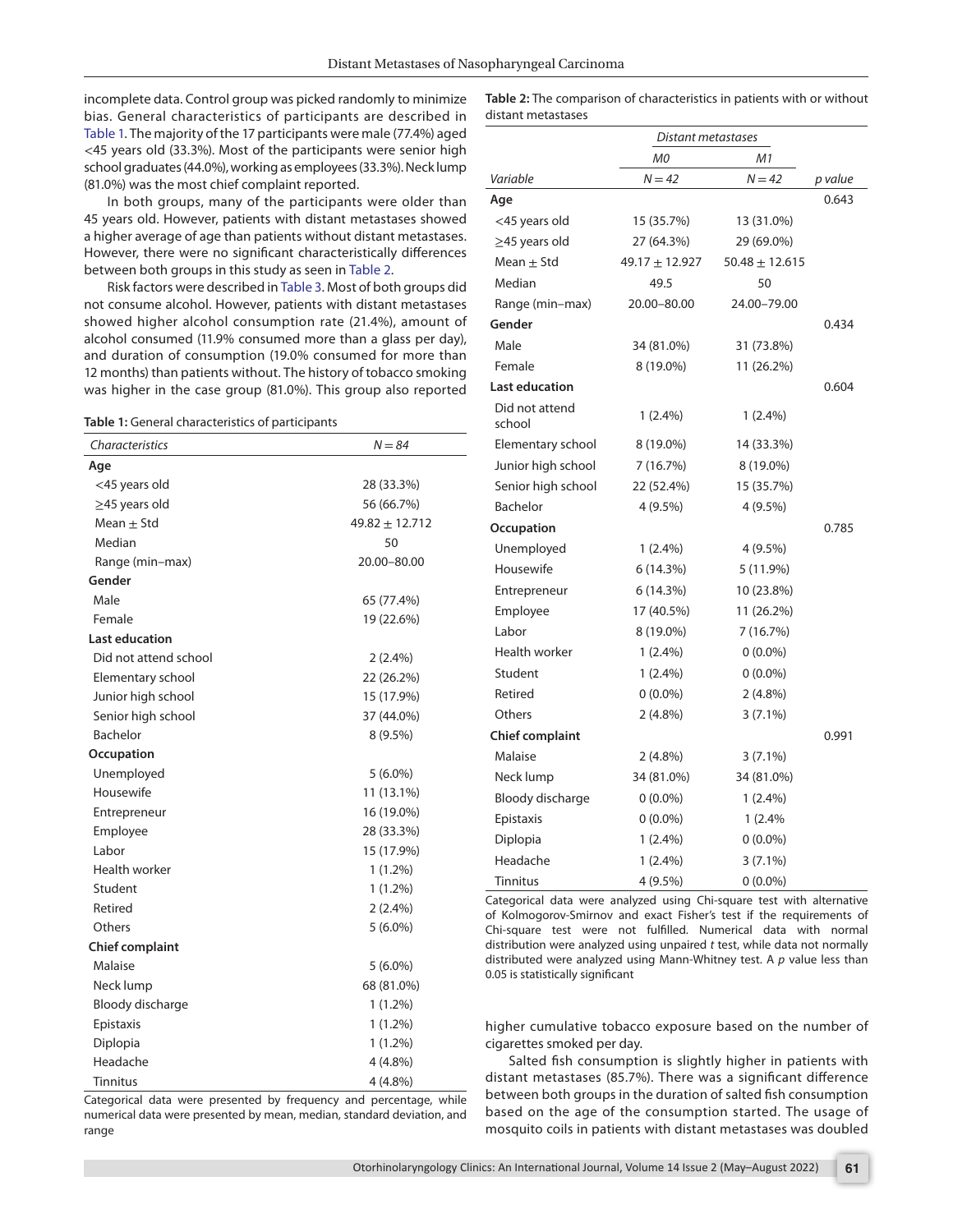incomplete data. Control group was picked randomly to minimize bias. General characteristics of participants are described in Table 1. The majority of the 17 participants were male (77.4%) aged <45 years old (33.3%). Most of the participants were senior high school graduates (44.0%), working as employees (33.3%). Neck lump (81.0%) was the most chief complaint reported.

In both groups, many of the participants were older than 45 years old. However, patients with distant metastases showed a higher average of age than patients without distant metastases. However, there were no significant characteristically differences between both groups in this study as seen in Table 2.

Risk factors were described in Table 3. Most of both groups did not consume alcohol. However, patients with distant metastases showed higher alcohol consumption rate (21.4%), amount of alcohol consumed (11.9% consumed more than a glass per day), and duration of consumption (19.0% consumed for more than 12 months) than patients without. The history of tobacco smoking was higher in the case group (81.0%). This group also reported higher cumulative tobacco exposure based on the number of cigarettes smoked per day.

**Table 1:** General characteristics of participants

| *Characteristics* | *N = 84* |
|---|---|
| **Age** | |
| <45 years old | 28 (33.3%) |
| ≥45 years old | 56 (66.7%) |
| Mean ± Std | 49.82 ± 12.712 |
| Median | 50 |
| Range (min–max) | 20.00–80.00 |
| **Gender** | |
| Male | 65 (77.4%) |
| Female | 19 (22.6%) |
| **Last education** | |
| Did not attend school | 2 (2.4%) |
| Elementary school | 22 (26.2%) |
| Junior high school | 15 (17.9%) |
| Senior high school | 37 (44.0%) |
| Bachelor | 8 (9.5%) |
| **Occupation** | |
| Unemployed | 5 (6.0%) |
| Housewife | 11 (13.1%) |
| Entrepreneur | 16 (19.0%) |
| Employee | 28 (33.3%) |
| Labor | 15 (17.9%) |
| Health worker | 1 (1.2%) |
| Student | 1 (1.2%) |
| Retired | 2 (2.4%) |
| Others | 5 (6.0%) |
| **Chief complaint** | |
| Malaise | 5 (6.0%) |
| Neck lump | 68 (81.0%) |
| Bloody discharge | 1 (1.2%) |
| Epistaxis | 1 (1.2%) |
| Diplopia | 1 (1.2%) |
| Headache | 4 (4.8%) |
| Tinnitus | 4 (4.8%) |

Categorical data were presented by frequency and percentage, while numerical data were presented by mean, median, standard deviation, and range

**Table 2:** The comparison of characteristics in patients with or without distant metastases

| | *Distant metastases* | | |
|---|---|---|---|
| | *M0* | *M1* | |
| *Variable* | *N = 42* | *N = 42* | *p value* |
| **Age** | | | 0.643 |
| <45 years old | 15 (35.7%) | 13 (31.0%) | |
| ≥45 years old | 27 (64.3%) | 29 (69.0%) | |
| Mean ± Std | 49.17 ± 12.927 | 50.48 ± 12.615 | |
| Median | 49.5 | 50 | |
| Range (min–max) | 20.00–80.00 | 24.00–79.00 | |
| **Gender** | | | 0.434 |
| Male | 34 (81.0%) | 31 (73.8%) | |
| Female | 8 (19.0%) | 11 (26.2%) | |
| **Last education** | | | 0.604 |
| Did not attend school | 1 (2.4%) | 1 (2.4%) | |
| Elementary school | 8 (19.0%) | 14 (33.3%) | |
| Junior high school | 7 (16.7%) | 8 (19.0%) | |
| Senior high school | 22 (52.4%) | 15 (35.7%) | |
| Bachelor | 4 (9.5%) | 4 (9.5%) | |
| **Occupation** | | | 0.785 |
| Unemployed | 1 (2.4%) | 4 (9.5%) | |
| Housewife | 6 (14.3%) | 5 (11.9%) | |
| Entrepreneur | 6 (14.3%) | 10 (23.8%) | |
| Employee | 17 (40.5%) | 11 (26.2%) | |
| Labor | 8 (19.0%) | 7 (16.7%) | |
| Health worker | 1 (2.4%) | 0 (0.0%) | |
| Student | 1 (2.4%) | 0 (0.0%) | |
| Retired | 0 (0.0%) | 2 (4.8%) | |
| Others | 2 (4.8%) | 3 (7.1%) | |
| **Chief complaint** | | | 0.991 |
| Malaise | 2 (4.8%) | 3 (7.1%) | |
| Neck lump | 34 (81.0%) | 34 (81.0%) | |
| Bloody discharge | 0 (0.0%) | 1 (2.4%) | |
| Epistaxis | 0 (0.0%) | 1 (2.4% | |
| Diplopia | 1 (2.4%) | 0 (0.0%) | |
| Headache | 1 (2.4%) | 3 (7.1%) | |
| Tinnitus | 4 (9.5%) | 0 (0.0%) | |

Categorical data were analyzed using Chi-square test with alternative of Kolmogorov-Smirnov and exact Fisher's test if the requirements of Chi-square test were not fulfilled. Numerical data with normal distribution were analyzed using unpaired *t* test, while data not normally distributed were analyzed using Mann-Whitney test. A *p* value less than 0.05 is statistically significant

Salted fish consumption is slightly higher in patients with distant metastases (85.7%). There was a significant difference between both groups in the duration of salted fish consumption based on the age of the consumption started. The usage of mosquito coils in patients with distant metastases was doubled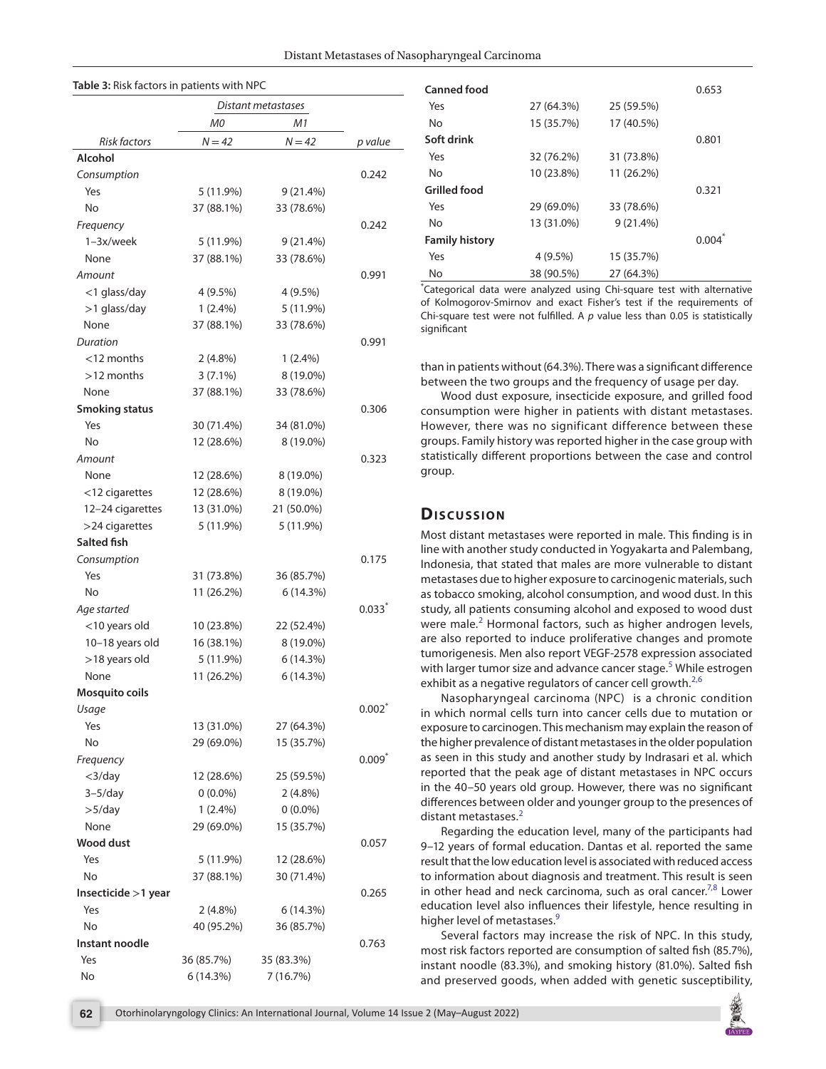**Table 3:** Risk factors in patients with NPC

| | Distant metastases | | |
|---|---|---|---|
| | *M0* | *M1* | |
| *Risk factors* | *N = 42* | *N = 42* | *p value* |
| **Alcohol** | | | |
| *Consumption* | | | 0.242 |
| Yes | 5 (11.9%) | 9 (21.4%) | |
| No | 37 (88.1%) | 33 (78.6%) | |
| *Frequency* | | | 0.242 |
| 1–3x/week | 5 (11.9%) | 9 (21.4%) | |
| None | 37 (88.1%) | 33 (78.6%) | |
| *Amount* | | | 0.991 |
| <1 glass/day | 4 (9.5%) | 4 (9.5%) | |
| >1 glass/day | 1 (2.4%) | 5 (11.9%) | |
| None | 37 (88.1%) | 33 (78.6%) | |
| *Duration* | | | 0.991 |
| <12 months | 2 (4.8%) | 1 (2.4%) | |
| >12 months | 3 (7.1%) | 8 (19.0%) | |
| None | 37 (88.1%) | 33 (78.6%) | |
| **Smoking status** | | | 0.306 |
| Yes | 30 (71.4%) | 34 (81.0%) | |
| No | 12 (28.6%) | 8 (19.0%) | |
| *Amount* | | | 0.323 |
| None | 12 (28.6%) | 8 (19.0%) | |
| <12 cigarettes | 12 (28.6%) | 8 (19.0%) | |
| 12–24 cigarettes | 13 (31.0%) | 21 (50.0%) | |
| >24 cigarettes | 5 (11.9%) | 5 (11.9%) | |
| **Salted fish** | | | |
| *Consumption* | | | 0.175 |
| Yes | 31 (73.8%) | 36 (85.7%) | |
| No | 11 (26.2%) | 6 (14.3%) | |
| *Age started* | | | 0.033* |
| <10 years old | 10 (23.8%) | 22 (52.4%) | |
| 10–18 years old | 16 (38.1%) | 8 (19.0%) | |
| >18 years old | 5 (11.9%) | 6 (14.3%) | |
| None | 11 (26.2%) | 6 (14.3%) | |
| **Mosquito coils** | | | |
| *Usage* | | | 0.002* |
| Yes | 13 (31.0%) | 27 (64.3%) | |
| No | 29 (69.0%) | 15 (35.7%) | |
| *Frequency* | | | 0.009* |
| <3/day | 12 (28.6%) | 25 (59.5%) | |
| 3–5/day | 0 (0.0%) | 2 (4.8%) | |
| >5/day | 1 (2.4%) | 0 (0.0%) | |
| None | 29 (69.0%) | 15 (35.7%) | |
| **Wood dust** | | | 0.057 |
| Yes | 5 (11.9%) | 12 (28.6%) | |
| No | 37 (88.1%) | 30 (71.4%) | |
| **Insecticide >1 year** | | | 0.265 |
| Yes | 2 (4.8%) | 6 (14.3%) | |
| No | 40 (95.2%) | 36 (85.7%) | |
| **Instant noodle** | | | 0.763 |
| Yes | 36 (85.7%) | 35 (83.3%) | |
| No | 6 (14.3%) | 7 (16.7%) | |
| **Canned food** | | | 0.653 |
| Yes | 27 (64.3%) | 25 (59.5%) | |
| No | 15 (35.7%) | 17 (40.5%) | |
| **Soft drink** | | | 0.801 |
| Yes | 32 (76.2%) | 31 (73.8%) | |
| No | 10 (23.8%) | 11 (26.2%) | |
| **Grilled food** | | | 0.321 |
| Yes | 29 (69.0%) | 33 (78.6%) | |
| No | 13 (31.0%) | 9 (21.4%) | |
| **Family history** | | | 0.004* |
| Yes | 4 (9.5%) | 15 (35.7%) | |
| No | 38 (90.5%) | 27 (64.3%) | |

*Categorical data were analyzed using Chi-square test with alternative of Kolmogorov-Smirnov and exact Fisher's test if the requirements of Chi-square test were not fulfilled. A *p* value less than 0.05 is statistically significant

than in patients without (64.3%). There was a significant difference between the two groups and the frequency of usage per day.

Wood dust exposure, insecticide exposure, and grilled food consumption were higher in patients with distant metastases. However, there was no significant difference between these groups. Family history was reported higher in the case group with statistically different proportions between the case and control group.

## Discussion

Most distant metastases were reported in male. This finding is in line with another study conducted in Yogyakarta and Palembang, Indonesia, that stated that males are more vulnerable to distant metastases due to higher exposure to carcinogenic materials, such as tobacco smoking, alcohol consumption, and wood dust. In this study, all patients consuming alcohol and exposed to wood dust were male.[2] Hormonal factors, such as higher androgen levels, are also reported to induce proliferative changes and promote tumorigenesis. Men also report VEGF-2578 expression associated with larger tumor size and advance cancer stage.[5] While estrogen exhibit as a negative regulators of cancer cell growth.[2,6]

Nasopharyngeal carcinoma (NPC) is a chronic condition in which normal cells turn into cancer cells due to mutation or exposure to carcinogen. This mechanism may explain the reason of the higher prevalence of distant metastases in the older population as seen in this study and another study by Indrasari et al. which reported that the peak age of distant metastases in NPC occurs in the 40–50 years old group. However, there was no significant differences between older and younger group to the presences of distant metastases.[2]

Regarding the education level, many of the participants had 9–12 years of formal education. Dantas et al. reported the same result that the low education level is associated with reduced access to information about diagnosis and treatment. This result is seen in other head and neck carcinoma, such as oral cancer.[7,8] Lower education level also influences their lifestyle, hence resulting in higher level of metastases.[9]

Several factors may increase the risk of NPC. In this study, most risk factors reported are consumption of salted fish (85.7%), instant noodle (83.3%), and smoking history (81.0%). Salted fish and preserved goods, when added with genetic susceptibility,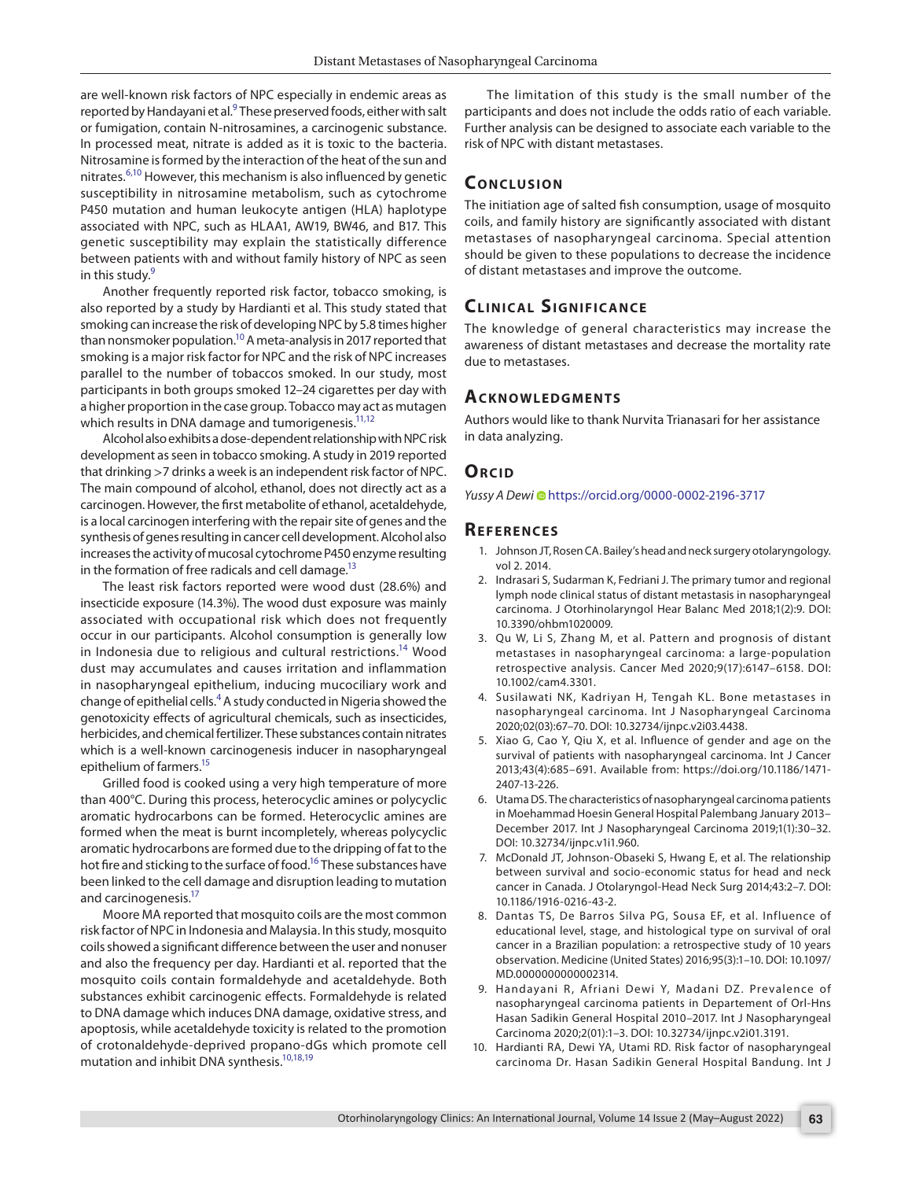are well-known risk factors of NPC especially in endemic areas as reported by Handayani et al.[9] These preserved foods, either with salt or fumigation, contain N-nitrosamines, a carcinogenic substance. In processed meat, nitrate is added as it is toxic to the bacteria. Nitrosamine is formed by the interaction of the heat of the sun and nitrates.[6,10] However, this mechanism is also influenced by genetic susceptibility in nitrosamine metabolism, such as cytochrome P450 mutation and human leukocyte antigen (HLA) haplotype associated with NPC, such as HLAA1, AW19, BW46, and B17. This genetic susceptibility may explain the statistically difference between patients with and without family history of NPC as seen in this study.[9]

Another frequently reported risk factor, tobacco smoking, is also reported by a study by Hardianti et al. This study stated that smoking can increase the risk of developing NPC by 5.8 times higher than nonsmoker population.[10] A meta-analysis in 2017 reported that smoking is a major risk factor for NPC and the risk of NPC increases parallel to the number of tobaccos smoked. In our study, most participants in both groups smoked 12–24 cigarettes per day with a higher proportion in the case group. Tobacco may act as mutagen which results in DNA damage and tumorigenesis.[11,12]

Alcohol also exhibits a dose-dependent relationship with NPC risk development as seen in tobacco smoking. A study in 2019 reported that drinking >7 drinks a week is an independent risk factor of NPC. The main compound of alcohol, ethanol, does not directly act as a carcinogen. However, the first metabolite of ethanol, acetaldehyde, is a local carcinogen interfering with the repair site of genes and the synthesis of genes resulting in cancer cell development. Alcohol also increases the activity of mucosal cytochrome P450 enzyme resulting in the formation of free radicals and cell damage.[13]

The least risk factors reported were wood dust (28.6%) and insecticide exposure (14.3%). The wood dust exposure was mainly associated with occupational risk which does not frequently occur in our participants. Alcohol consumption is generally low in Indonesia due to religious and cultural restrictions.[14] Wood dust may accumulates and causes irritation and inflammation in nasopharyngeal epithelium, inducing mucociliary work and change of epithelial cells.[4] A study conducted in Nigeria showed the genotoxicity effects of agricultural chemicals, such as insecticides, herbicides, and chemical fertilizer. These substances contain nitrates which is a well-known carcinogenesis inducer in nasopharyngeal epithelium of farmers.[15]

Grilled food is cooked using a very high temperature of more than 400°C. During this process, heterocyclic amines or polycyclic aromatic hydrocarbons can be formed. Heterocyclic amines are formed when the meat is burnt incompletely, whereas polycyclic aromatic hydrocarbons are formed due to the dripping of fat to the hot fire and sticking to the surface of food.[16] These substances have been linked to the cell damage and disruption leading to mutation and carcinogenesis.[17]

Moore MA reported that mosquito coils are the most common risk factor of NPC in Indonesia and Malaysia. In this study, mosquito coils showed a significant difference between the user and nonuser and also the frequency per day. Hardianti et al. reported that the mosquito coils contain formaldehyde and acetaldehyde. Both substances exhibit carcinogenic effects. Formaldehyde is related to DNA damage which induces DNA damage, oxidative stress, and apoptosis, while acetaldehyde toxicity is related to the promotion of crotonaldehyde-deprived propano-dGs which promote cell mutation and inhibit DNA synthesis.[10,18,19]

The limitation of this study is the small number of the participants and does not include the odds ratio of each variable. Further analysis can be designed to associate each variable to the risk of NPC with distant metastases.

## Conclusion

The initiation age of salted fish consumption, usage of mosquito coils, and family history are significantly associated with distant metastases of nasopharyngeal carcinoma. Special attention should be given to these populations to decrease the incidence of distant metastases and improve the outcome.

## Clinical Significance

The knowledge of general characteristics may increase the awareness of distant metastases and decrease the mortality rate due to metastases.

## Acknowledgments

Authors would like to thank Nurvita Trianasari for her assistance in data analyzing.

## Orcid

*Yussy A Dewi* https://orcid.org/0000-0002-2196-3717

## References

1. Johnson JT, Rosen CA. Bailey's head and neck surgery otolaryngology. vol 2. 2014.
2. Indrasari S, Sudarman K, Fedriani J. The primary tumor and regional lymph node clinical status of distant metastasis in nasopharyngeal carcinoma. J Otorhinolaryngol Hear Balanc Med 2018;1(2):9. DOI: 10.3390/ohbm1020009.
3. Qu W, Li S, Zhang M, et al. Pattern and prognosis of distant metastases in nasopharyngeal carcinoma: a large-population retrospective analysis. Cancer Med 2020;9(17):6147–6158. DOI: 10.1002/cam4.3301.
4. Susilawati NK, Kadriyan H, Tengah KL. Bone metastases in nasopharyngeal carcinoma. Int J Nasopharyngeal Carcinoma 2020;02(03):67–70. DOI: 10.32734/ijnpc.v2i03.4438.
5. Xiao G, Cao Y, Qiu X, et al. Influence of gender and age on the survival of patients with nasopharyngeal carcinoma. Int J Cancer 2013;43(4):685–691. Available from: https://doi.org/10.1186/1471-2407-13-226.
6. Utama DS. The characteristics of nasopharyngeal carcinoma patients in Moehammad Hoesin General Hospital Palembang January 2013–December 2017. Int J Nasopharyngeal Carcinoma 2019;1(1):30–32. DOI: 10.32734/ijnpc.v1i1.960.
7. McDonald JT, Johnson-Obaseki S, Hwang E, et al. The relationship between survival and socio-economic status for head and neck cancer in Canada. J Otolaryngol-Head Neck Surg 2014;43:2–7. DOI: 10.1186/1916-0216-43-2.
8. Dantas TS, De Barros Silva PG, Sousa EF, et al. Influence of educational level, stage, and histological type on survival of oral cancer in a Brazilian population: a retrospective study of 10 years observation. Medicine (United States) 2016;95(3):1–10. DOI: 10.1097/MD.0000000000002314.
9. Handayani R, Afriani Dewi Y, Madani DZ. Prevalence of nasopharyngeal carcinoma patients in Departement of Orl-Hns Hasan Sadikin General Hospital 2010–2017. Int J Nasopharyngeal Carcinoma 2020;2(01):1–3. DOI: 10.32734/ijnpc.v2i01.3191.
10. Hardianti RA, Dewi YA, Utami RD. Risk factor of nasopharyngeal carcinoma Dr. Hasan Sadikin General Hospital Bandung. Int J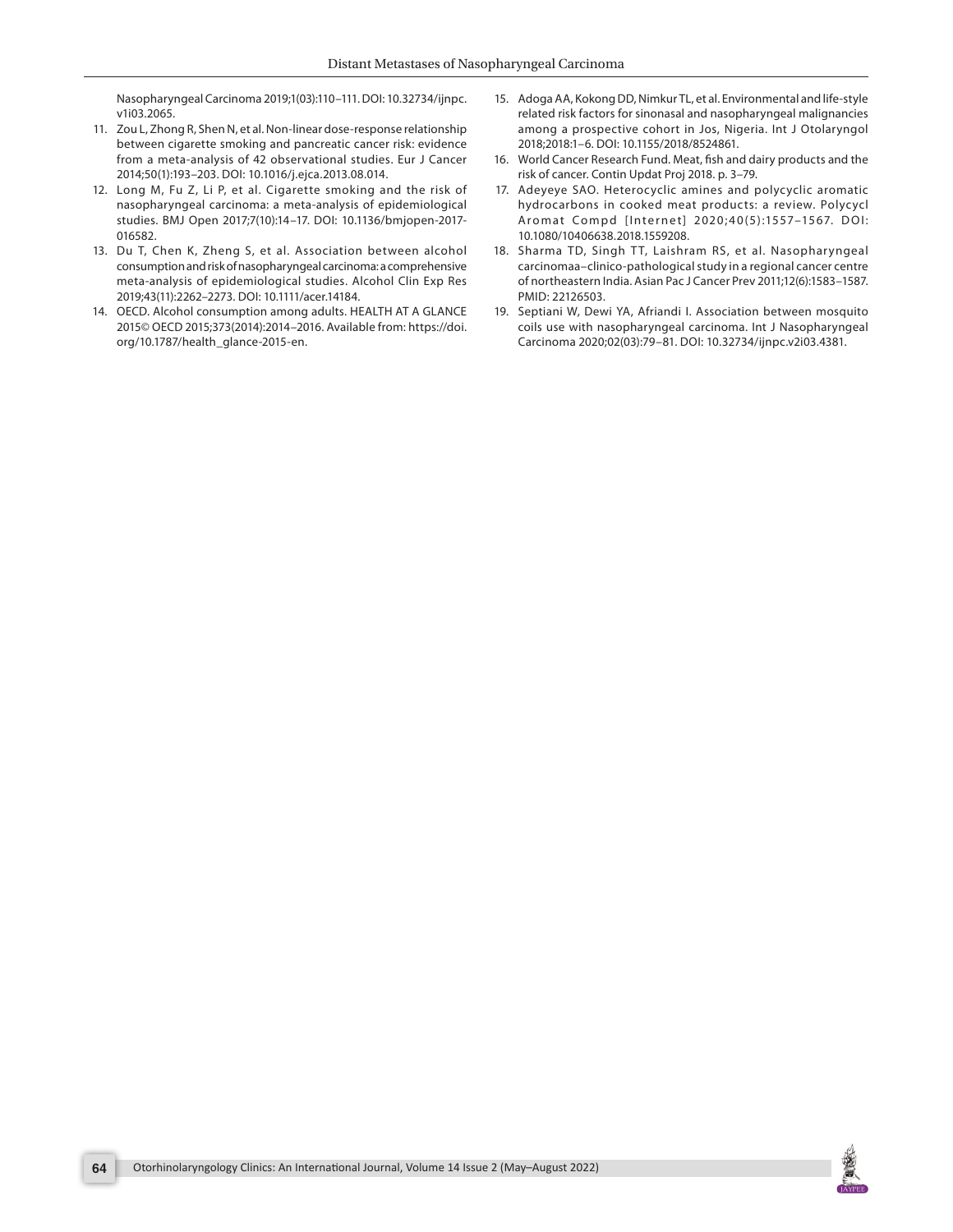Nasopharyngeal Carcinoma 2019;1(03):110–111. DOI: 10.32734/ijnpc.v1i03.2065.

11. Zou L, Zhong R, Shen N, et al. Non-linear dose-response relationship between cigarette smoking and pancreatic cancer risk: evidence from a meta-analysis of 42 observational studies. Eur J Cancer 2014;50(1):193–203. DOI: 10.1016/j.ejca.2013.08.014.
12. Long M, Fu Z, Li P, et al. Cigarette smoking and the risk of nasopharyngeal carcinoma: a meta-analysis of epidemiological studies. BMJ Open 2017;7(10):14–17. DOI: 10.1136/bmjopen-2017-016582.
13. Du T, Chen K, Zheng S, et al. Association between alcohol consumption and risk of nasopharyngeal carcinoma: a comprehensive meta-analysis of epidemiological studies. Alcohol Clin Exp Res 2019;43(11):2262–2273. DOI: 10.1111/acer.14184.
14. OECD. Alcohol consumption among adults. HEALTH AT A GLANCE 2015© OECD 2015;373(2014):2014–2016. Available from: https://doi.org/10.1787/health_glance-2015-en.
15. Adoga AA, Kokong DD, Nimkur TL, et al. Environmental and life-style related risk factors for sinonasal and nasopharyngeal malignancies among a prospective cohort in Jos, Nigeria. Int J Otolaryngol 2018;2018:1–6. DOI: 10.1155/2018/8524861.
16. World Cancer Research Fund. Meat, fish and dairy products and the risk of cancer. Contin Updat Proj 2018. p. 3–79.
17. Adeyeye SAO. Heterocyclic amines and polycyclic aromatic hydrocarbons in cooked meat products: a review. Polycycl Aromat Compd [Internet] 2020;40(5):1557–1567. DOI: 10.1080/10406638.2018.1559208.
18. Sharma TD, Singh TT, Laishram RS, et al. Nasopharyngeal carcinomaa–clinico-pathological study in a regional cancer centre of northeastern India. Asian Pac J Cancer Prev 2011;12(6):1583–1587. PMID: 22126503.
19. Septiani W, Dewi YA, Afriandi I. Association between mosquito coils use with nasopharyngeal carcinoma. Int J Nasopharyngeal Carcinoma 2020;02(03):79–81. DOI: 10.32734/ijnpc.v2i03.4381.